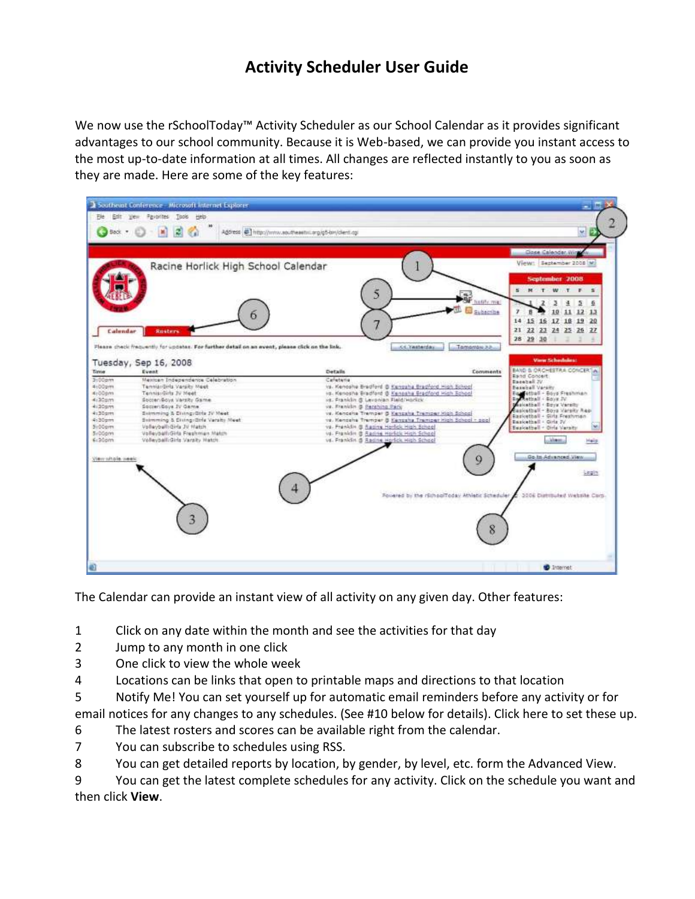# Activity Scheduler User Guide

We now use the rSchoolToday™ Activity Scheduler as our School Calendar as it provides significant advantages to our school community. Because it is Web-based, we can provide you instant access to the most up-to-date information at all times. All changes are reflected instantly to you as soon as they are made. Here are some of the key features:

The Calendar can provide an instant view of all activity on any given day. Other features:

1 Click on any date within the month and see the activities for that day

2 Jump to any month in one click

3 One click to view the whole week

4 Locations can be links that open to printable maps and directions to that location

5 Notify Me! You can set yourself up for automatic email reminders before any activity or for email notices for any changes to any schedules. (See #10 below for details). Click here to set these up.

6 The latest rosters and scores can be available right from the calendar.

7 You can subscribe to schedules using RSS.

8 You can get detailed reports by location, by gender, by level, etc. form the Advanced View.

9 You can get the latest complete schedules for any activity. Click on the schedule you want and then click **View**.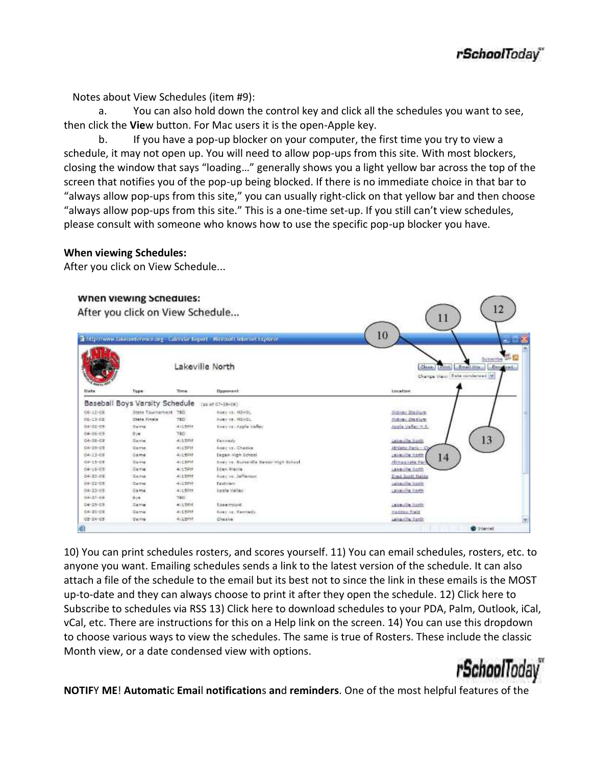Notes about View Schedules (item #9):

a. You can also hold down the control key and click all the schedules you want to see, then click the **Vie**w button. For Mac users it is the open-Apple key.

b. If you have a pop-up blocker on your computer, the first time you try to view a schedule, it may not open up. You will need to allow pop-ups from this site. With most blockers, closing the window that says "loading…" generally shows you a light yellow bar across the top of the screen that notifies you of the pop-up being blocked. If there is no immediate choice in that bar to "always allow pop-ups from this site," you can usually right-click on that yellow bar and then choose "always allow pop-ups from this site." This is a one-time set-up. If you still can't view schedules, please consult with someone who knows how to use the specific pop-up blocker you have.

**When viewing Schedules:**

After you click on View Schedule...

10) You can print schedules rosters, and scores yourself. 11) You can email schedules, rosters, etc. to anyone you want. Emailing schedules sends a link to the latest version of the schedule. It can also attach a file of the schedule to the email but its best not to since the link in these emails is the MOST up-to-date and they can always choose to print it after they open the schedule. 12) Click here to Subscribe to schedules via RSS 13) Click here to download schedules to your PDA, Palm, Outlook, iCal, vCal, etc. There are instructions for this on a Help link on the screen. 14) You can use this dropdown to choose various ways to view the schedules. The same is true of Rosters. These include the classic Month view, or a date condensed view with options.

**NOTIF**Y **ME**! **Automati**c **Emai**l **notification**s **an**d **reminders**. One of the most helpful features of the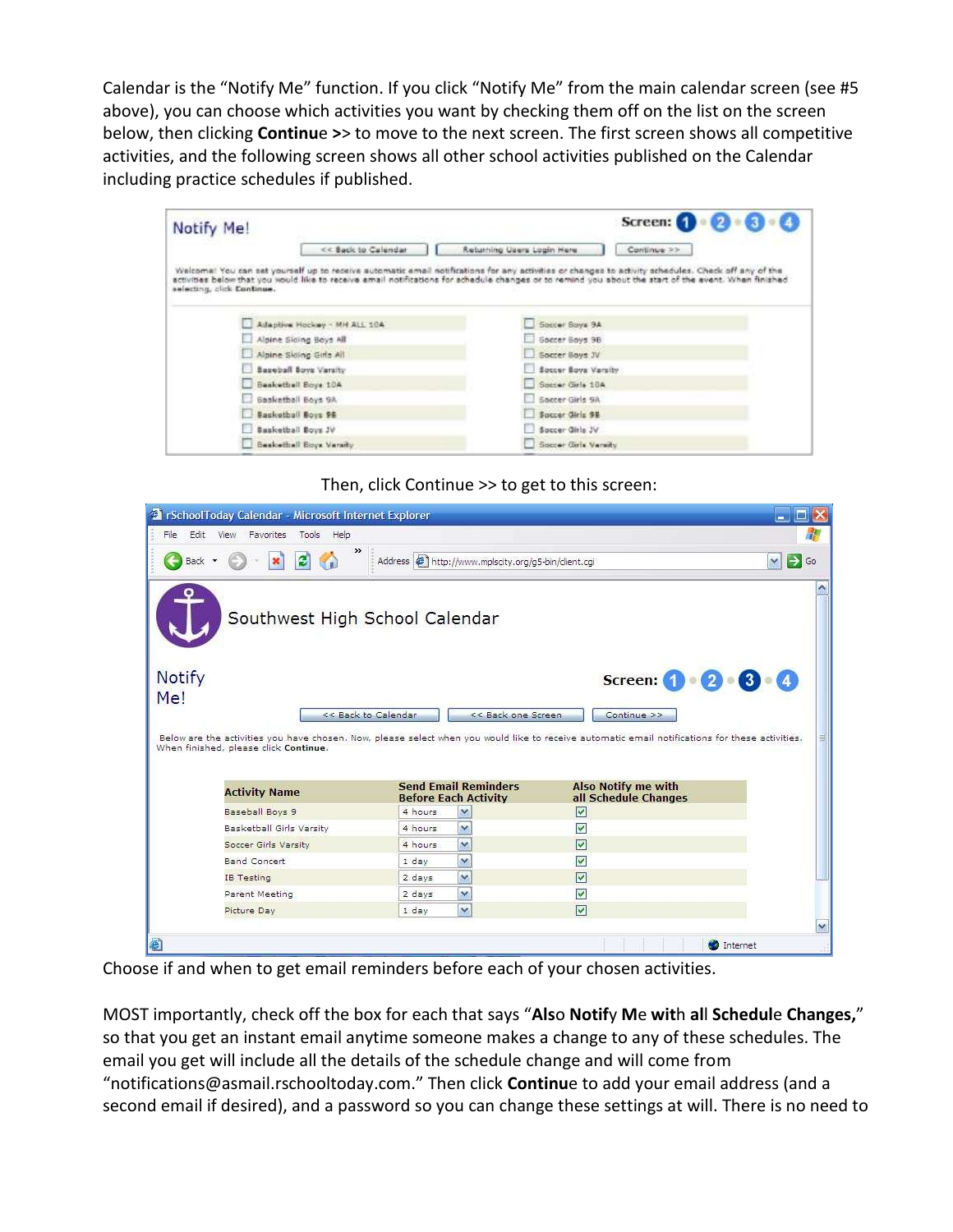Calendar is the "Notify Me" function. If you click "Notify Me" from the main calendar screen (see #5 above), you can choose which activities you want by checking them off on the list on the screen below, then clicking **Continue >>** to move to the next screen. The first screen shows all competitive activities, and the following screen shows all other school activities published on the Calendar including practice schedules if published.

Then, click Continue >> to get to this screen:

Choose if and when to get email reminders before each of your chosen activities.

MOST importantly, check off the box for each that says "**Also Notify Me with all Schedule Changes,**" so that you get an instant email anytime someone makes a change to any of these schedules. The email you get will include all the details of the schedule change and will come from "notifications@asmail.rschooltoday.com." Then click **Continue** to add your email address (and a second email if desired), and a password so you can change these settings at will. There is no need to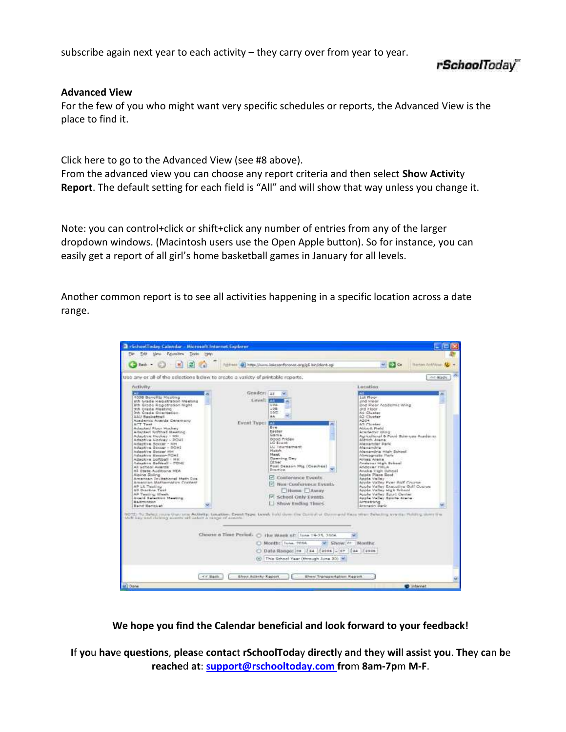subscribe again next year to each activity – they carry over from year to year.

rSchoolToday

**Advanced View**

For the few of you who might want very specific schedules or reports, the Advanced View is the place to find it.

Click here to go to the Advanced View (see #8 above).

From the advanced view you can choose any report criteria and then select **Show Activity Report**. The default setting for each field is "All" and will show that way unless you change it.

Note: you can control+click or shift+click any number of entries from any of the larger dropdown windows. (Macintosh users use the Open Apple button). So for instance, you can easily get a report of all girl's home basketball games in January for all levels.

Another common report is to see all activities happening in a specific location across a date range.

**We hope you find the Calendar beneficial and look forward to your feedback!**

**If you have questions, please contact rSchoolToday directly and they will assist you. They can be reached at: [support@rschooltoday.com](mailto:support@rschooltoday.com) from 8am-7pm M-F.**